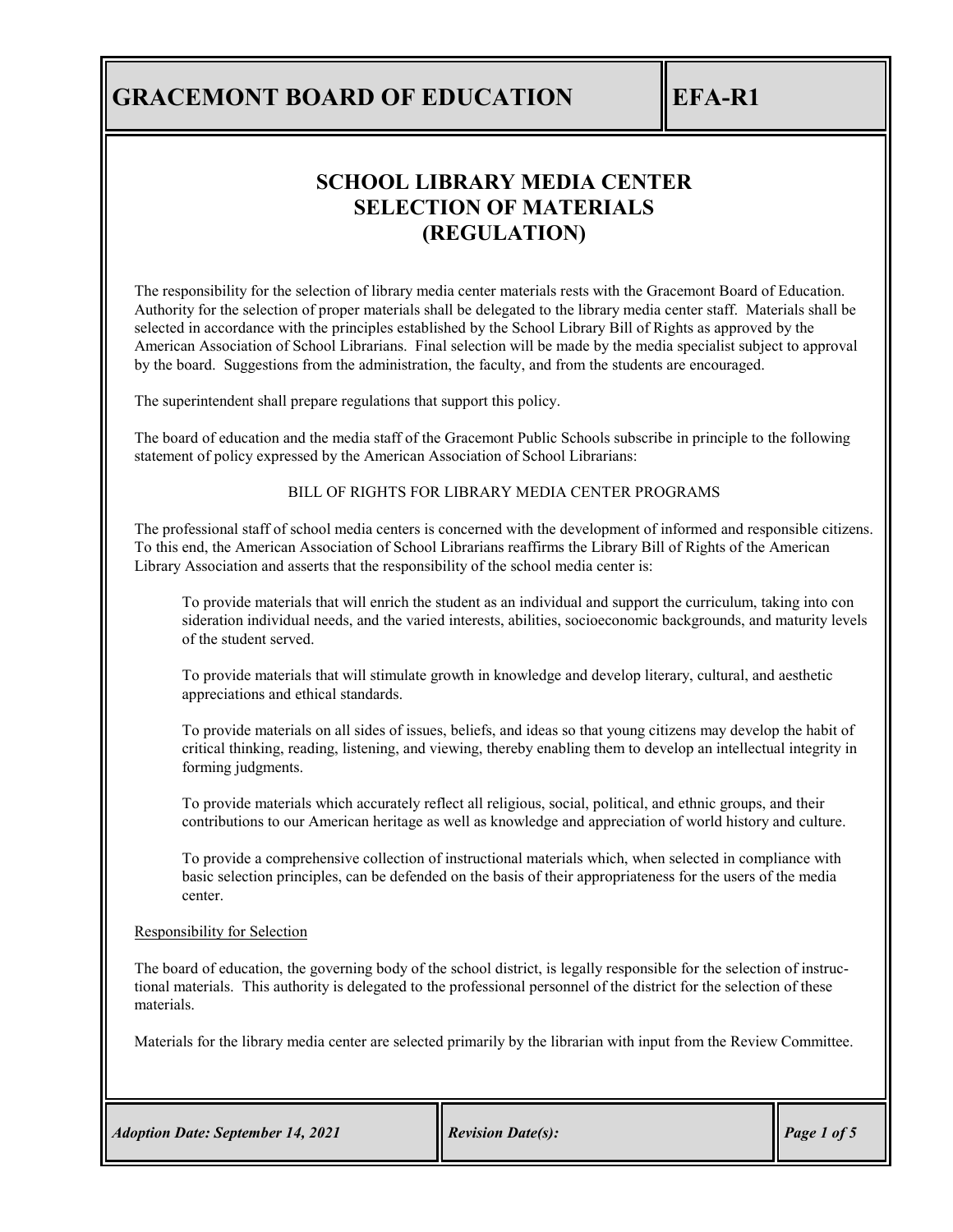# GRACEMONT BOARD OF EDUCATION — EFA-R1

## SCHOOL LIBRARY MEDIA CENTER SELECTION OF MATERIALS (REGULATION)

The responsibility for the selection of library media center materials rests with the Gracemont Board of Education. Authority for the selection of proper materials shall be delegated to the library media center staff. Materials shall be selected in accordance with the principles established by the School Library Bill of Rights as approved by the American Association of School Librarians. Final selection will be made by the media specialist subject to approval by the board. Suggestions from the administration, the faculty, and from the students are encouraged.

The superintendent shall prepare regulations that support this policy.

The board of education and the media staff of the Gracemont Public Schools subscribe in principle to the following statement of policy expressed by the American Association of School Librarians:

BILL OF RIGHTS FOR LIBRARY MEDIA CENTER PROGRAMS

The professional staff of school media centers is concerned with the development of informed and responsible citizens. To this end, the American Association of School Librarians reaffirms the Library Bill of Rights of the American Library Association and asserts that the responsibility of the school media center is:

> To provide materials that will enrich the student as an individual and support the curriculum, taking into consideration individual needs, and the varied interests, abilities, socioeconomic backgrounds, and maturity levels of the student served.
>
> To provide materials that will stimulate growth in knowledge and develop literary, cultural, and aesthetic appreciations and ethical standards.
>
> To provide materials on all sides of issues, beliefs, and ideas so that young citizens may develop the habit of critical thinking, reading, listening, and viewing, thereby enabling them to develop an intellectual integrity in forming judgments.
>
> To provide materials which accurately reflect all religious, social, political, and ethnic groups, and their contributions to our American heritage as well as knowledge and appreciation of world history and culture.
>
> To provide a comprehensive collection of instructional materials which, when selected in compliance with basic selection principles, can be defended on the basis of their appropriateness for the users of the media center.

Responsibility for Selection

The board of education, the governing body of the school district, is legally responsible for the selection of instructional materials. This authority is delegated to the professional personnel of the district for the selection of these materials.

Materials for the library media center are selected primarily by the librarian with input from the Review Committee.

*Adoption Date: September 14, 2021* | *Revision Date(s):*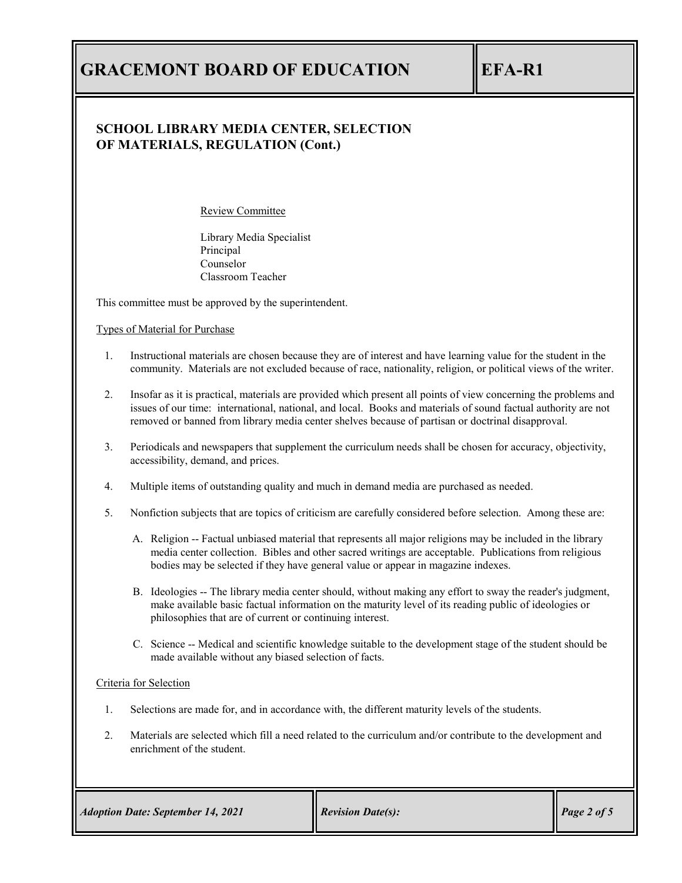## SCHOOL LIBRARY MEDIA CENTER, SELECTION OF MATERIALS, REGULATION (Cont.)

Review Committee

Library Media Specialist
Principal
Counselor
Classroom Teacher

This committee must be approved by the superintendent.

Types of Material for Purchase

1. Instructional materials are chosen because they are of interest and have learning value for the student in the community. Materials are not excluded because of race, nationality, religion, or political views of the writer.

2. Insofar as it is practical, materials are provided which present all points of view concerning the problems and issues of our time: international, national, and local. Books and materials of sound factual authority are not removed or banned from library media center shelves because of partisan or doctrinal disapproval.

3. Periodicals and newspapers that supplement the curriculum needs shall be chosen for accuracy, objectivity, accessibility, demand, and prices.

4. Multiple items of outstanding quality and much in demand media are purchased as needed.

5. Nonfiction subjects that are topics of criticism are carefully considered before selection. Among these are:

   A. Religion -- Factual unbiased material that represents all major religions may be included in the library media center collection. Bibles and other sacred writings are acceptable. Publications from religious bodies may be selected if they have general value or appear in magazine indexes.

   B. Ideologies -- The library media center should, without making any effort to sway the reader's judgment, make available basic factual information on the maturity level of its reading public of ideologies or philosophies that are of current or continuing interest.

   C. Science -- Medical and scientific knowledge suitable to the development stage of the student should be made available without any biased selection of facts.

Criteria for Selection

1. Selections are made for, and in accordance with, the different maturity levels of the students.

2. Materials are selected which fill a need related to the curriculum and/or contribute to the development and enrichment of the student.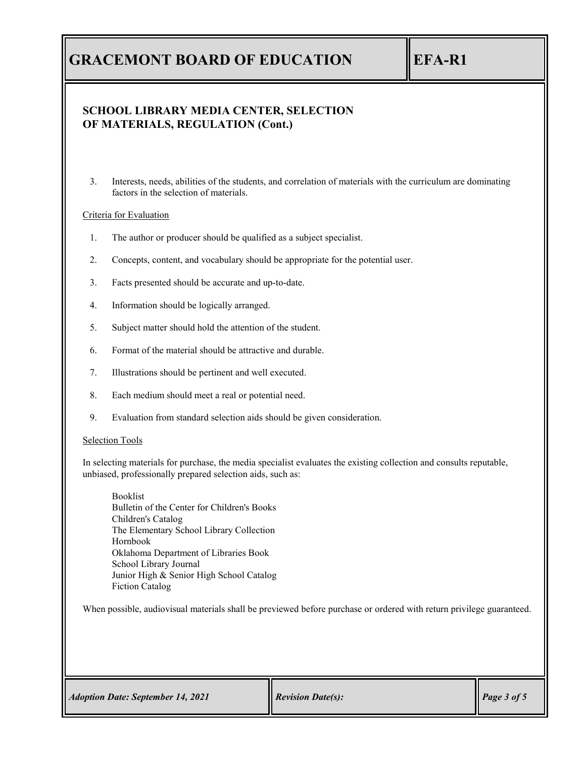## SCHOOL LIBRARY MEDIA CENTER, SELECTION OF MATERIALS, REGULATION (Cont.)

3. Interests, needs, abilities of the students, and correlation of materials with the curriculum are dominating factors in the selection of materials.

Criteria for Evaluation

1. The author or producer should be qualified as a subject specialist.
2. Concepts, content, and vocabulary should be appropriate for the potential user.
3. Facts presented should be accurate and up-to-date.
4. Information should be logically arranged.
5. Subject matter should hold the attention of the student.
6. Format of the material should be attractive and durable.
7. Illustrations should be pertinent and well executed.
8. Each medium should meet a real or potential need.
9. Evaluation from standard selection aids should be given consideration.

Selection Tools

In selecting materials for purchase, the media specialist evaluates the existing collection and consults reputable, unbiased, professionally prepared selection aids, such as:

Booklist
Bulletin of the Center for Children's Books
Children's Catalog
The Elementary School Library Collection
Hornbook
Oklahoma Department of Libraries Book
School Library Journal
Junior High & Senior High School Catalog
Fiction Catalog

When possible, audiovisual materials shall be previewed before purchase or ordered with return privilege guaranteed.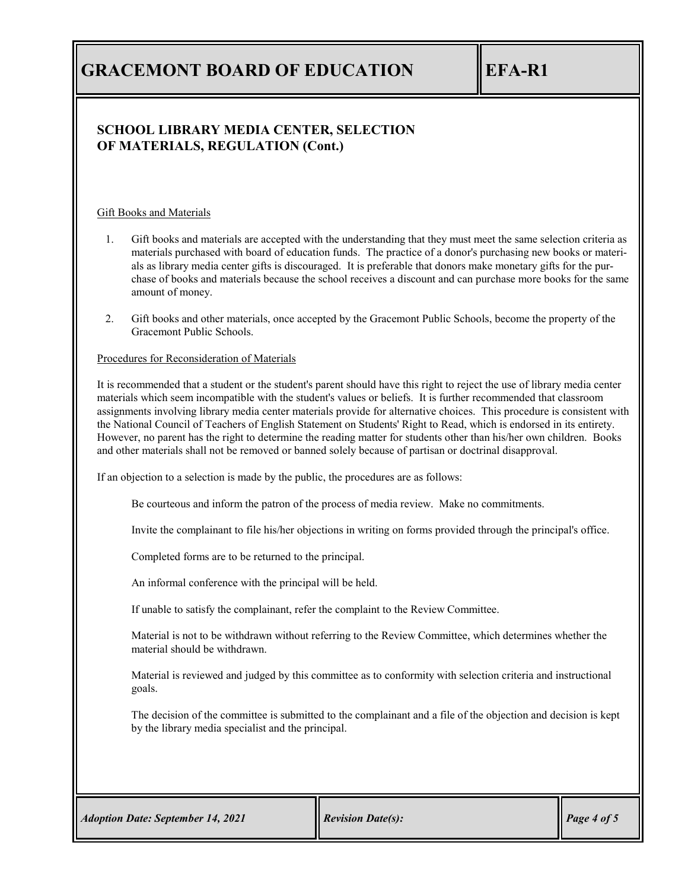## SCHOOL LIBRARY MEDIA CENTER, SELECTION OF MATERIALS, REGULATION (Cont.)

Gift Books and Materials

1. Gift books and materials are accepted with the understanding that they must meet the same selection criteria as materials purchased with board of education funds. The practice of a donor's purchasing new books or materials as library media center gifts is discouraged. It is preferable that donors make monetary gifts for the purchase of books and materials because the school receives a discount and can purchase more books for the same amount of money.

2. Gift books and other materials, once accepted by the Gracemont Public Schools, become the property of the Gracemont Public Schools.

Procedures for Reconsideration of Materials

It is recommended that a student or the student's parent should have this right to reject the use of library media center materials which seem incompatible with the student's values or beliefs. It is further recommended that classroom assignments involving library media center materials provide for alternative choices. This procedure is consistent with the National Council of Teachers of English Statement on Students' Right to Read, which is endorsed in its entirety. However, no parent has the right to determine the reading matter for students other than his/her own children. Books and other materials shall not be removed or banned solely because of partisan or doctrinal disapproval.

If an objection to a selection is made by the public, the procedures are as follows:

Be courteous and inform the patron of the process of media review. Make no commitments.

Invite the complainant to file his/her objections in writing on forms provided through the principal's office.

Completed forms are to be returned to the principal.

An informal conference with the principal will be held.

If unable to satisfy the complainant, refer the complaint to the Review Committee.

Material is not to be withdrawn without referring to the Review Committee, which determines whether the material should be withdrawn.

Material is reviewed and judged by this committee as to conformity with selection criteria and instructional goals.

The decision of the committee is submitted to the complainant and a file of the objection and decision is kept by the library media specialist and the principal.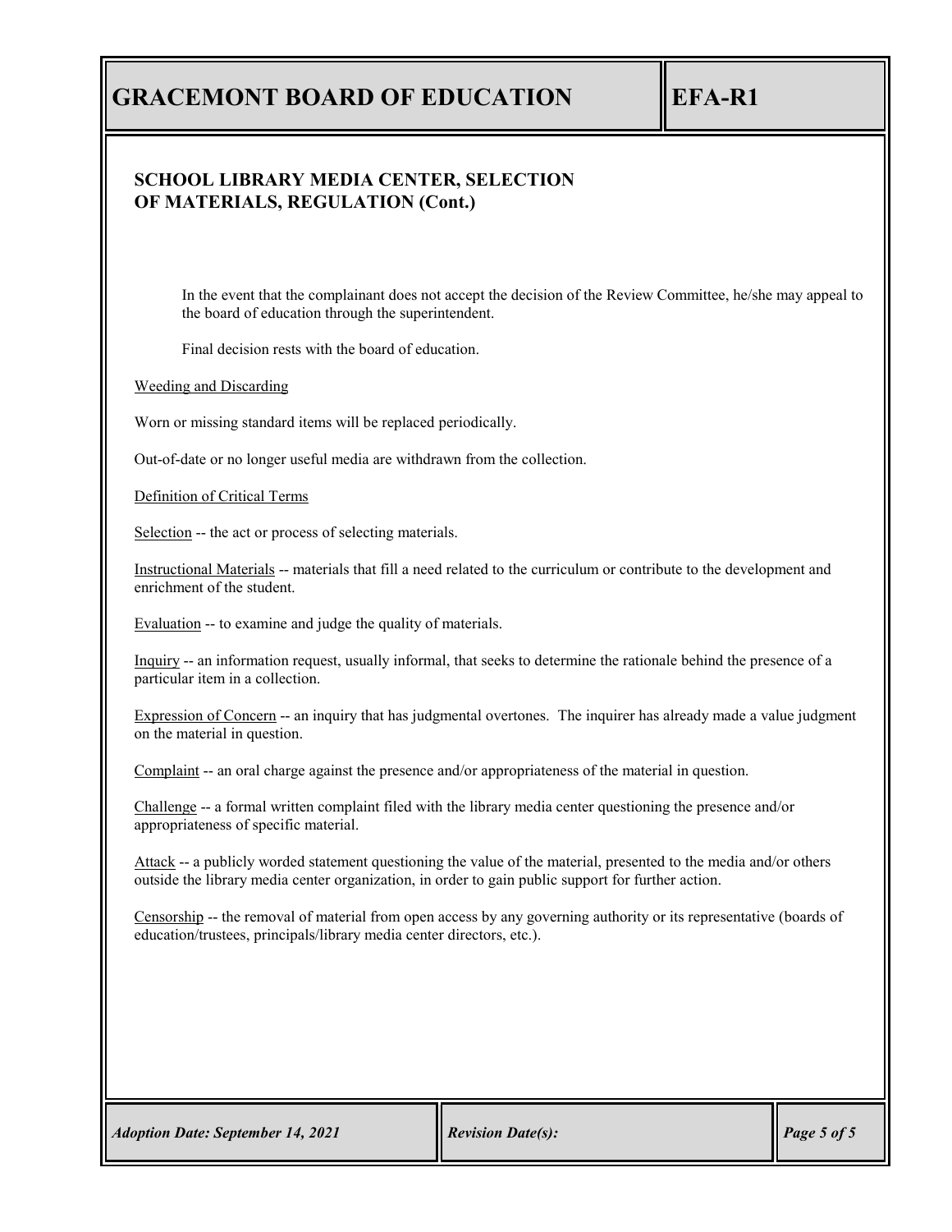## SCHOOL LIBRARY MEDIA CENTER, SELECTION OF MATERIALS, REGULATION (Cont.)

In the event that the complainant does not accept the decision of the Review Committee, he/she may appeal to the board of education through the superintendent.

Final decision rests with the board of education.

Weeding and Discarding

Worn or missing standard items will be replaced periodically.

Out-of-date or no longer useful media are withdrawn from the collection.

Definition of Critical Terms

Selection -- the act or process of selecting materials.

Instructional Materials -- materials that fill a need related to the curriculum or contribute to the development and enrichment of the student.

Evaluation -- to examine and judge the quality of materials.

Inquiry -- an information request, usually informal, that seeks to determine the rationale behind the presence of a particular item in a collection.

Expression of Concern -- an inquiry that has judgmental overtones. The inquirer has already made a value judgment on the material in question.

Complaint -- an oral charge against the presence and/or appropriateness of the material in question.

Challenge -- a formal written complaint filed with the library media center questioning the presence and/or appropriateness of specific material.

Attack -- a publicly worded statement questioning the value of the material, presented to the media and/or others outside the library media center organization, in order to gain public support for further action.

Censorship -- the removal of material from open access by any governing authority or its representative (boards of education/trustees, principals/library media center directors, etc.).

*Adoption Date: September 14, 2021* | *Revision Date(s):*